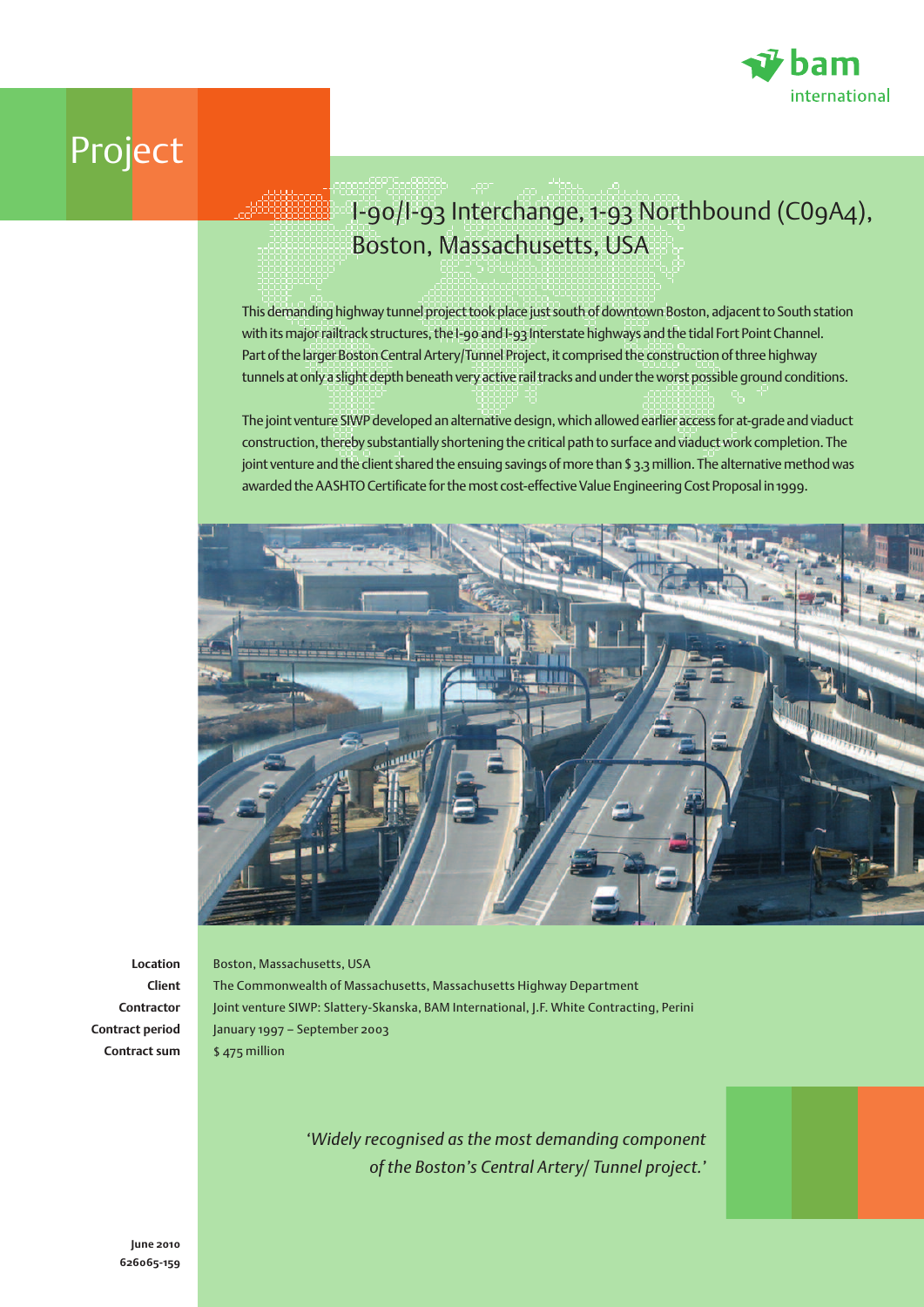# Project

## I-90/I-93 Interchange, 1-93 Northbound (C09A4), Boston, Massachusetts, USA

This demanding highway tunnel project took place just south of downtown Boston, adjacent to South station with its major railtrack structures, the I-90 and I-93 Interstate highways and the tidal Fort Point Channel. Part of the larger Boston Central Artery/Tunnel Project, it comprised the construction of three highway tunnels at only a slight depth beneath very active rail tracks and under the worst possible ground conditions.

The joint venture SIWP developed an alternative design, which allowed earlier access for at-grade and viaduct construction, thereby substantially shortening the critical path to surface and viaduct work completion. The joint venture and the client shared the ensuing savings of more than $ 3.3 million. The alternative method was awarded the AASHTO Certificate for the most cost-effective Value Engineering Cost Proposal in 1999.

| | |
|---|---|
| **Location** | Boston, Massachusetts, USA |
| **Client** | The Commonwealth of Massachusetts, Massachusetts Highway Department |
| **Contractor** | Joint venture SIWP: Slattery-Skanska, BAM International, J.F. White Contracting, Perini |
| **Contract period** | January 1997 – September 2003 |
| **Contract sum** | $ 475 million |

*'Widely recognised as the most demanding component of the Boston's Central Artery/ Tunnel project.'*

**June 2010**
**626065-159**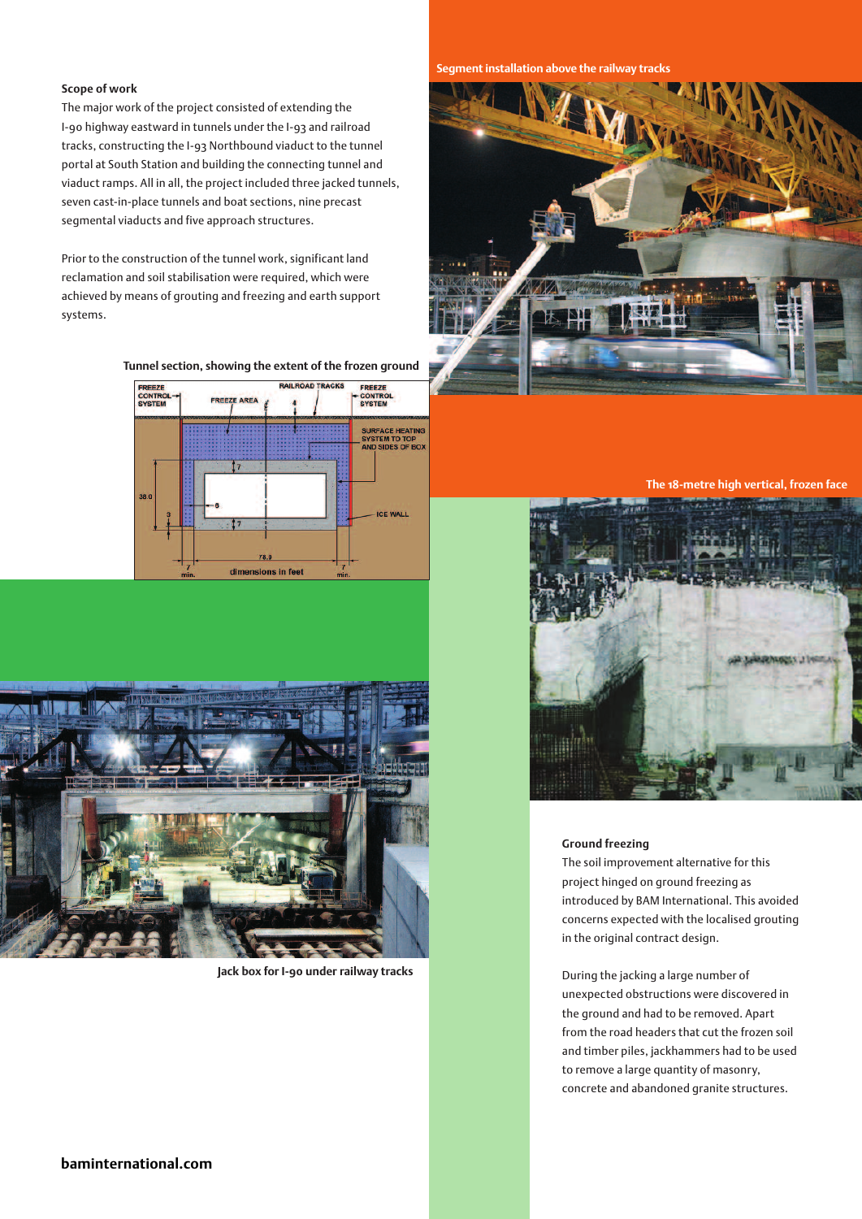### Scope of work

The major work of the project consisted of extending the I-90 highway eastward in tunnels under the I-93 and railroad tracks, constructing the I-93 Northbound viaduct to the tunnel portal at South Station and building the connecting tunnel and viaduct ramps. All in all, the project included three jacked tunnels, seven cast-in-place tunnels and boat sections, nine precast segmental viaducts and five approach structures.

Prior to the construction of the tunnel work, significant land reclamation and soil stabilisation were required, which were achieved by means of grouting and freezing and earth support systems.

Tunnel section, showing the extent of the frozen ground

FREEZE CONTROL SYSTEM
FREEZE AREA
RAILROAD TRACKS
FREEZE CONTROL SYSTEM
SURFACE HEATING SYSTEM TO TOP AND SIDES OF BOX
ICE WALL
38.0
78.9
7 min.
7 min.
dimensions in feet

Segment installation above the railway tracks

The 18-metre high vertical, frozen face

Jack box for I-90 under railway tracks

### Ground freezing

The soil improvement alternative for this project hinged on ground freezing as introduced by BAM International. This avoided concerns expected with the localised grouting in the original contract design.

During the jacking a large number of unexpected obstructions were discovered in the ground and had to be removed. Apart from the road headers that cut the frozen soil and timber piles, jackhammers had to be used to remove a large quantity of masonry, concrete and abandoned granite structures.

**baminternational.com**